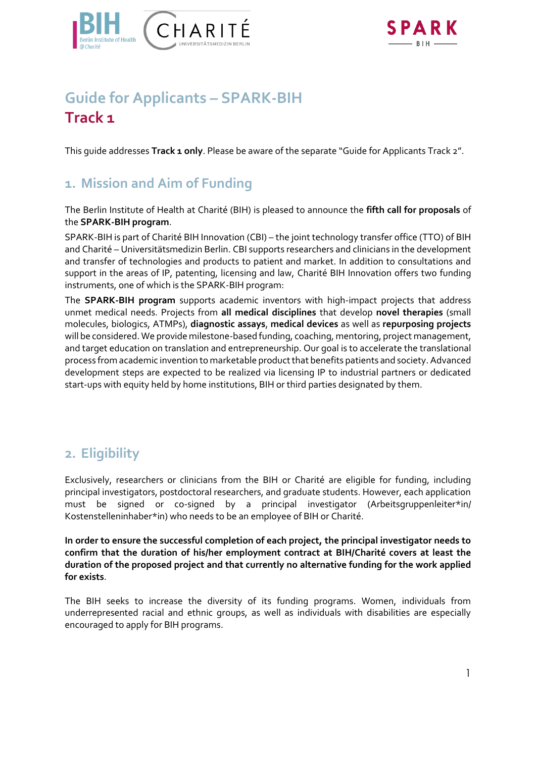# Guide for Applicants – SPARK-BIH
# Track 1

This guide addresses **Track 1 only**. Please be aware of the separate "Guide for Applicants Track 2".

## 1. Mission and Aim of Funding

The Berlin Institute of Health at Charité (BIH) is pleased to announce the **fifth call for proposals** of the **SPARK-BIH program**.

SPARK-BIH is part of Charité BIH Innovation (CBI) – the joint technology transfer office (TTO) of BIH and Charité – Universitätsmedizin Berlin. CBI supports researchers and clinicians in the development and transfer of technologies and products to patient and market. In addition to consultations and support in the areas of IP, patenting, licensing and law, Charité BIH Innovation offers two funding instruments, one of which is the SPARK-BIH program:

The **SPARK-BIH program** supports academic inventors with high-impact projects that address unmet medical needs. Projects from **all medical disciplines** that develop **novel therapies** (small molecules, biologics, ATMPs), **diagnostic assays**, **medical devices** as well as **repurposing projects** will be considered. We provide milestone-based funding, coaching, mentoring, project management, and target education on translation and entrepreneurship. Our goal is to accelerate the translational process from academic invention to marketable product that benefits patients and society. Advanced development steps are expected to be realized via licensing IP to industrial partners or dedicated start-ups with equity held by home institutions, BIH or third parties designated by them.

## 2. Eligibility

Exclusively, researchers or clinicians from the BIH or Charité are eligible for funding, including principal investigators, postdoctoral researchers, and graduate students. However, each application must be signed or co-signed by a principal investigator (Arbeitsgruppenleiter*in/ Kostenstelleninhaber*in) who needs to be an employee of BIH or Charité.

**In order to ensure the successful completion of each project, the principal investigator needs to confirm that the duration of his/her employment contract at BIH/Charité covers at least the duration of the proposed project and that currently no alternative funding for the work applied for exists**.

The BIH seeks to increase the diversity of its funding programs. Women, individuals from underrepresented racial and ethnic groups, as well as individuals with disabilities are especially encouraged to apply for BIH programs.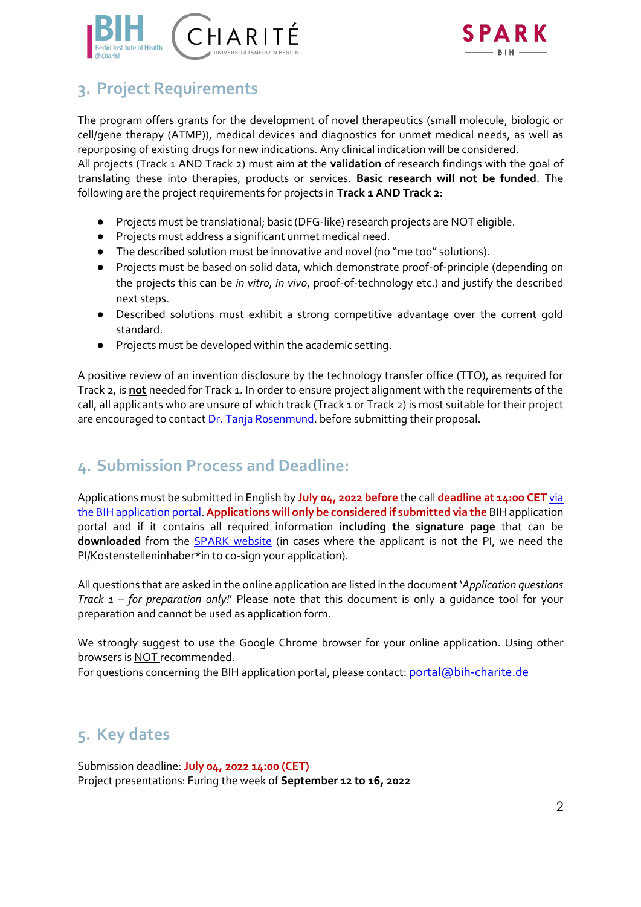## 3. Project Requirements

The program offers grants for the development of novel therapeutics (small molecule, biologic or cell/gene therapy (ATMP)), medical devices and diagnostics for unmet medical needs, as well as repurposing of existing drugs for new indications. Any clinical indication will be considered.
All projects (Track 1 AND Track 2) must aim at the **validation** of research findings with the goal of translating these into therapies, products or services. **Basic research will not be funded**. The following are the project requirements for projects in **Track 1 AND Track 2**:

- Projects must be translational; basic (DFG-like) research projects are NOT eligible.
- Projects must address a significant unmet medical need.
- The described solution must be innovative and novel (no "me too" solutions).
- Projects must be based on solid data, which demonstrate proof-of-principle (depending on the projects this can be *in vitro*, *in vivo*, proof-of-technology etc.) and justify the described next steps.
- Described solutions must exhibit a strong competitive advantage over the current gold standard.
- Projects must be developed within the academic setting.

A positive review of an invention disclosure by the technology transfer office (TTO), as required for Track 2, is **not** needed for Track 1. In order to ensure project alignment with the requirements of the call, all applicants who are unsure of which track (Track 1 or Track 2) is most suitable for their project are encouraged to contact Dr. Tanja Rosenmund. before submitting their proposal.

## 4. Submission Process and Deadline:

Applications must be submitted in English by **July 04, 2022 before** the call **deadline at 14:00 CET** via the BIH application portal. **Applications will only be considered if submitted via the** BIH application portal and if it contains all required information **including the signature page** that can be **downloaded** from the SPARK website (in cases where the applicant is not the PI, we need the PI/Kostenstelleninhaber*in to co-sign your application).

All questions that are asked in the online application are listed in the document '*Application questions Track 1 – for preparation only!*' Please note that this document is only a guidance tool for your preparation and cannot be used as application form.

We strongly suggest to use the Google Chrome browser for your online application. Using other browsers is NOT recommended.
For questions concerning the BIH application portal, please contact: portal@bih-charite.de

## 5. Key dates

Submission deadline: **July 04, 2022 14:00 (CET)**
Project presentations: Furing the week of **September 12 to 16, 2022**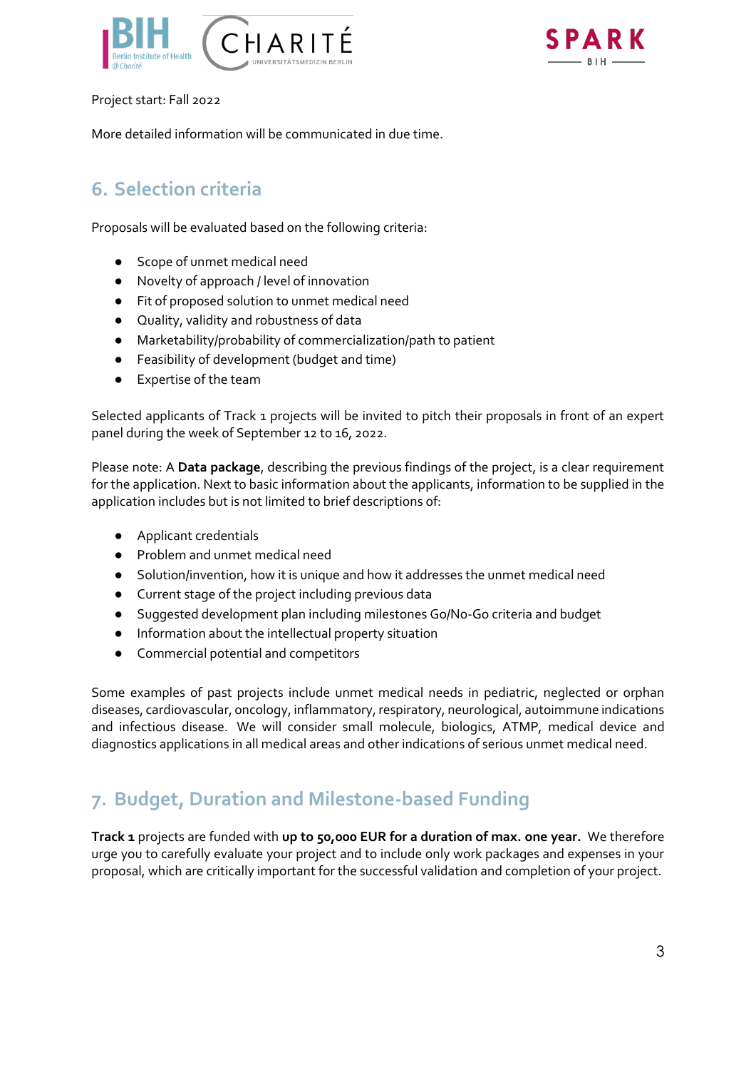Project start: Fall 2022

More detailed information will be communicated in due time.

## 6. Selection criteria

Proposals will be evaluated based on the following criteria:

- Scope of unmet medical need
- Novelty of approach / level of innovation
- Fit of proposed solution to unmet medical need
- Quality, validity and robustness of data
- Marketability/probability of commercialization/path to patient
- Feasibility of development (budget and time)
- Expertise of the team

Selected applicants of Track 1 projects will be invited to pitch their proposals in front of an expert panel during the week of September 12 to 16, 2022.

Please note: A **Data package**, describing the previous findings of the project, is a clear requirement for the application. Next to basic information about the applicants, information to be supplied in the application includes but is not limited to brief descriptions of:

- Applicant credentials
- Problem and unmet medical need
- Solution/invention, how it is unique and how it addresses the unmet medical need
- Current stage of the project including previous data
- Suggested development plan including milestones Go/No-Go criteria and budget
- Information about the intellectual property situation
- Commercial potential and competitors

Some examples of past projects include unmet medical needs in pediatric, neglected or orphan diseases, cardiovascular, oncology, inflammatory, respiratory, neurological, autoimmune indications and infectious disease. We will consider small molecule, biologics, ATMP, medical device and diagnostics applications in all medical areas and other indications of serious unmet medical need.

## 7. Budget, Duration and Milestone-based Funding

**Track 1** projects are funded with **up to 50,000 EUR for a duration of max. one year.** We therefore urge you to carefully evaluate your project and to include only work packages and expenses in your proposal, which are critically important for the successful validation and completion of your project.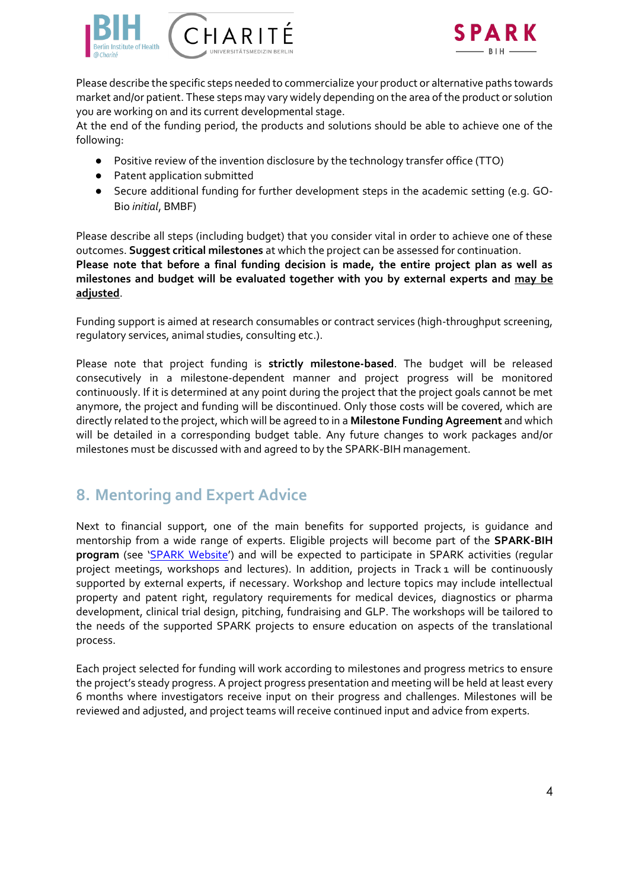Please describe the specific steps needed to commercialize your product or alternative paths towards market and/or patient. These steps may vary widely depending on the area of the product or solution you are working on and its current developmental stage.
At the end of the funding period, the products and solutions should be able to achieve one of the following:

- Positive review of the invention disclosure by the technology transfer office (TTO)
- Patent application submitted
- Secure additional funding for further development steps in the academic setting (e.g. GO-Bio *initial*, BMBF)

Please describe all steps (including budget) that you consider vital in order to achieve one of these outcomes. **Suggest critical milestones** at which the project can be assessed for continuation.
**Please note that before a final funding decision is made, the entire project plan as well as milestones and budget will be evaluated together with you by external experts and <u>may be adjusted</u>**.

Funding support is aimed at research consumables or contract services (high-throughput screening, regulatory services, animal studies, consulting etc.).

Please note that project funding is **strictly milestone-based**. The budget will be released consecutively in a milestone-dependent manner and project progress will be monitored continuously. If it is determined at any point during the project that the project goals cannot be met anymore, the project and funding will be discontinued. Only those costs will be covered, which are directly related to the project, which will be agreed to in a **Milestone Funding Agreement** and which will be detailed in a corresponding budget table. Any future changes to work packages and/or milestones must be discussed with and agreed to by the SPARK-BIH management.

## 8. Mentoring and Expert Advice

Next to financial support, one of the main benefits for supported projects, is guidance and mentorship from a wide range of experts. Eligible projects will become part of the **SPARK-BIH program** (see '[SPARK Website]') and will be expected to participate in SPARK activities (regular project meetings, workshops and lectures). In addition, projects in Track 1 will be continuously supported by external experts, if necessary. Workshop and lecture topics may include intellectual property and patent right, regulatory requirements for medical devices, diagnostics or pharma development, clinical trial design, pitching, fundraising and GLP. The workshops will be tailored to the needs of the supported SPARK projects to ensure education on aspects of the translational process.

Each project selected for funding will work according to milestones and progress metrics to ensure the project's steady progress. A project progress presentation and meeting will be held at least every 6 months where investigators receive input on their progress and challenges. Milestones will be reviewed and adjusted, and project teams will receive continued input and advice from experts.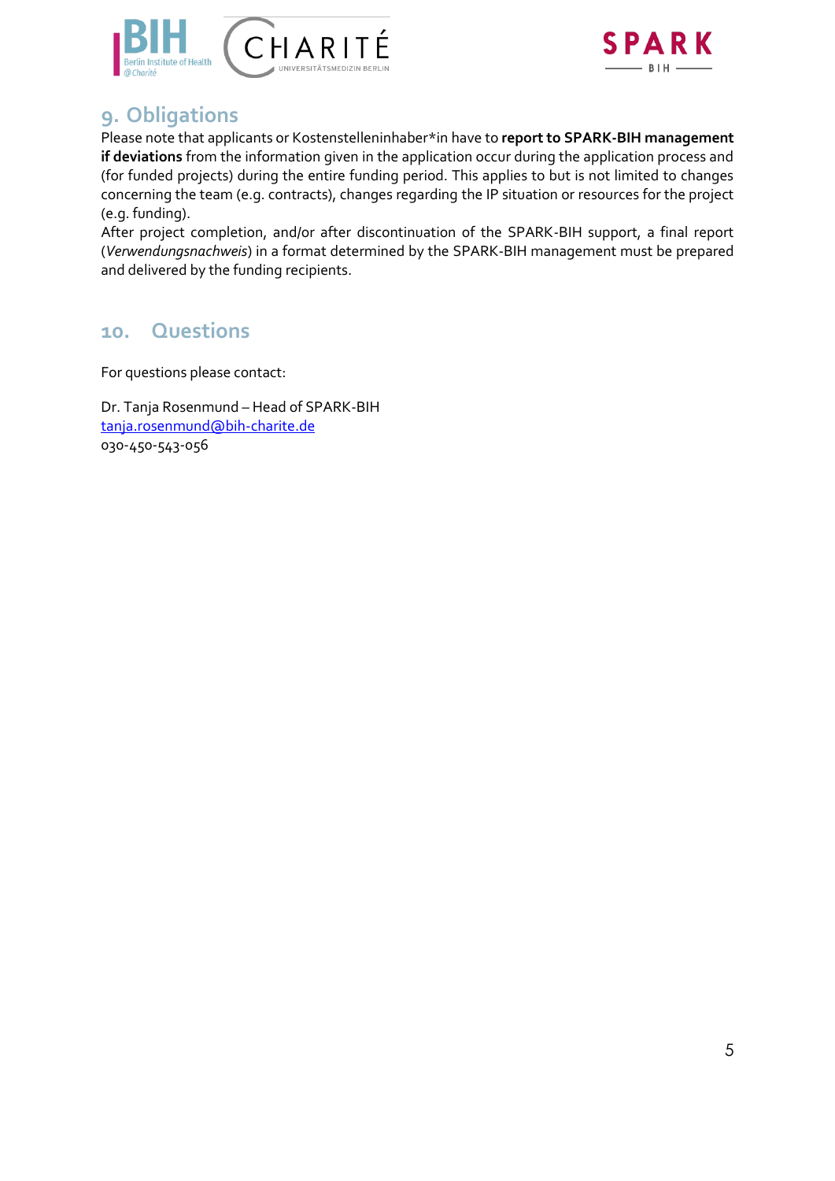## 9. Obligations

Please note that applicants or Kostenstelleninhaber*in have to **report to SPARK-BIH management if deviations** from the information given in the application occur during the application process and (for funded projects) during the entire funding period. This applies to but is not limited to changes concerning the team (e.g. contracts), changes regarding the IP situation or resources for the project (e.g. funding).

After project completion, and/or after discontinuation of the SPARK-BIH support, a final report (*Verwendungsnachweis*) in a format determined by the SPARK-BIH management must be prepared and delivered by the funding recipients.

## 10. Questions

For questions please contact:

Dr. Tanja Rosenmund – Head of SPARK-BIH
tanja.rosenmund@bih-charite.de
030-450-543-056